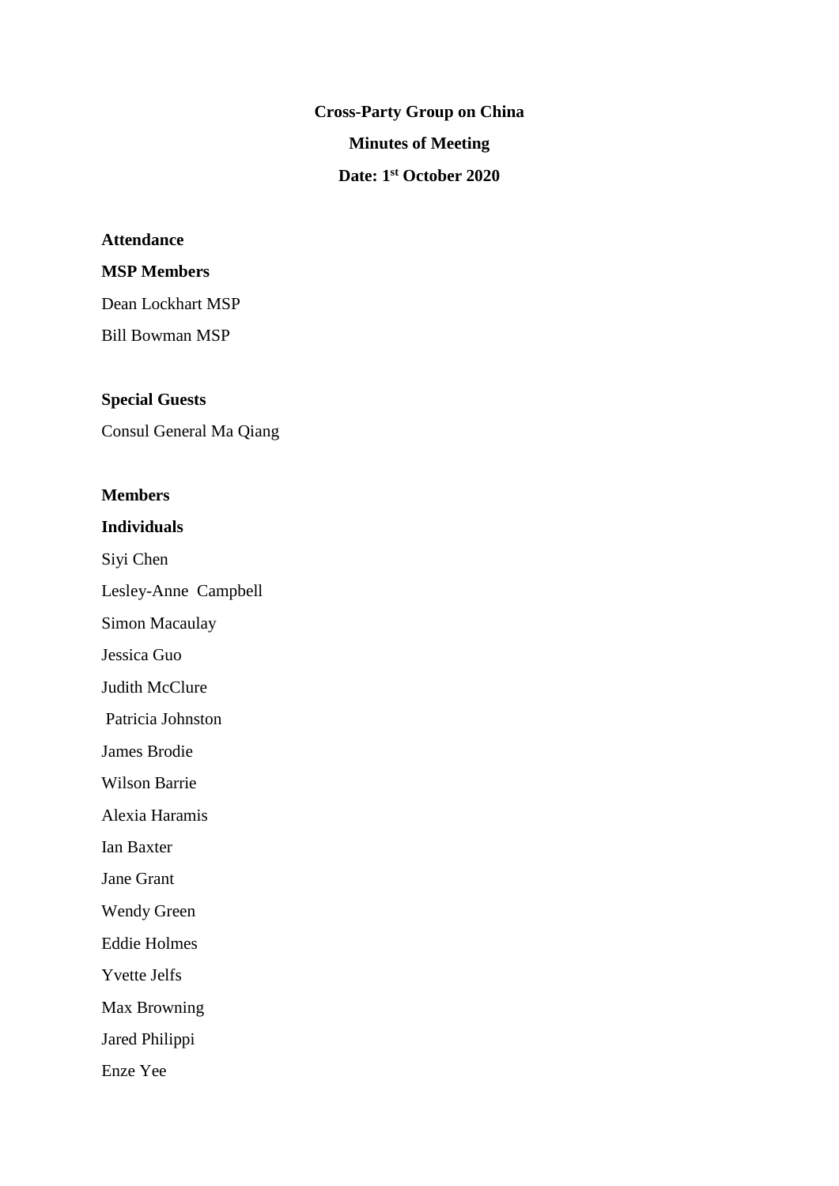**Cross-Party Group on China**

**Minutes of Meeting**

**Date: 1st October 2020**

**Attendance**

**MSP Members**

Dean Lockhart MSP

Bill Bowman MSP

**Special Guests**

Consul General Ma Qiang

**Members**

**Individuals**

Siyi Chen

Lesley-Anne Campbell

Simon Macaulay

Jessica Guo

Judith McClure

Patricia Johnston

James Brodie

Wilson Barrie

Alexia Haramis

Ian Baxter

Jane Grant

Wendy Green

Eddie Holmes

Yvette Jelfs

Max Browning

Jared Philippi

Enze Yee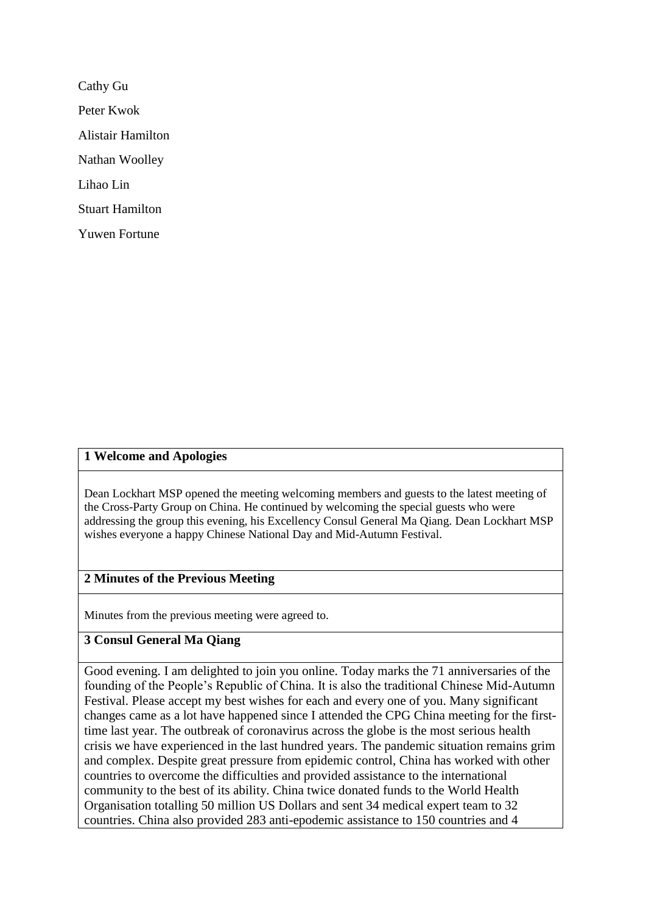Cathy Gu

Peter Kwok

Alistair Hamilton

Nathan Woolley

Lihao Lin

Stuart Hamilton

Yuwen Fortune

**1 Welcome and Apologies**

Dean Lockhart MSP opened the meeting welcoming members and guests to the latest meeting of the Cross-Party Group on China. He continued by welcoming the special guests who were addressing the group this evening, his Excellency Consul General Ma Qiang. Dean Lockhart MSP wishes everyone a happy Chinese National Day and Mid-Autumn Festival.

**2 Minutes of the Previous Meeting**

Minutes from the previous meeting were agreed to.

**3 Consul General Ma Qiang**

Good evening. I am delighted to join you online. Today marks the 71 anniversaries of the founding of the People's Republic of China. It is also the traditional Chinese Mid-Autumn Festival. Please accept my best wishes for each and every one of you. Many significant changes came as a lot have happened since I attended the CPG China meeting for the first-time last year. The outbreak of coronavirus across the globe is the most serious health crisis we have experienced in the last hundred years. The pandemic situation remains grim and complex. Despite great pressure from epidemic control, China has worked with other countries to overcome the difficulties and provided assistance to the international community to the best of its ability. China twice donated funds to the World Health Organisation totalling 50 million US Dollars and sent 34 medical expert team to 32 countries. China also provided 283 anti-epodemic assistance to 150 countries and 4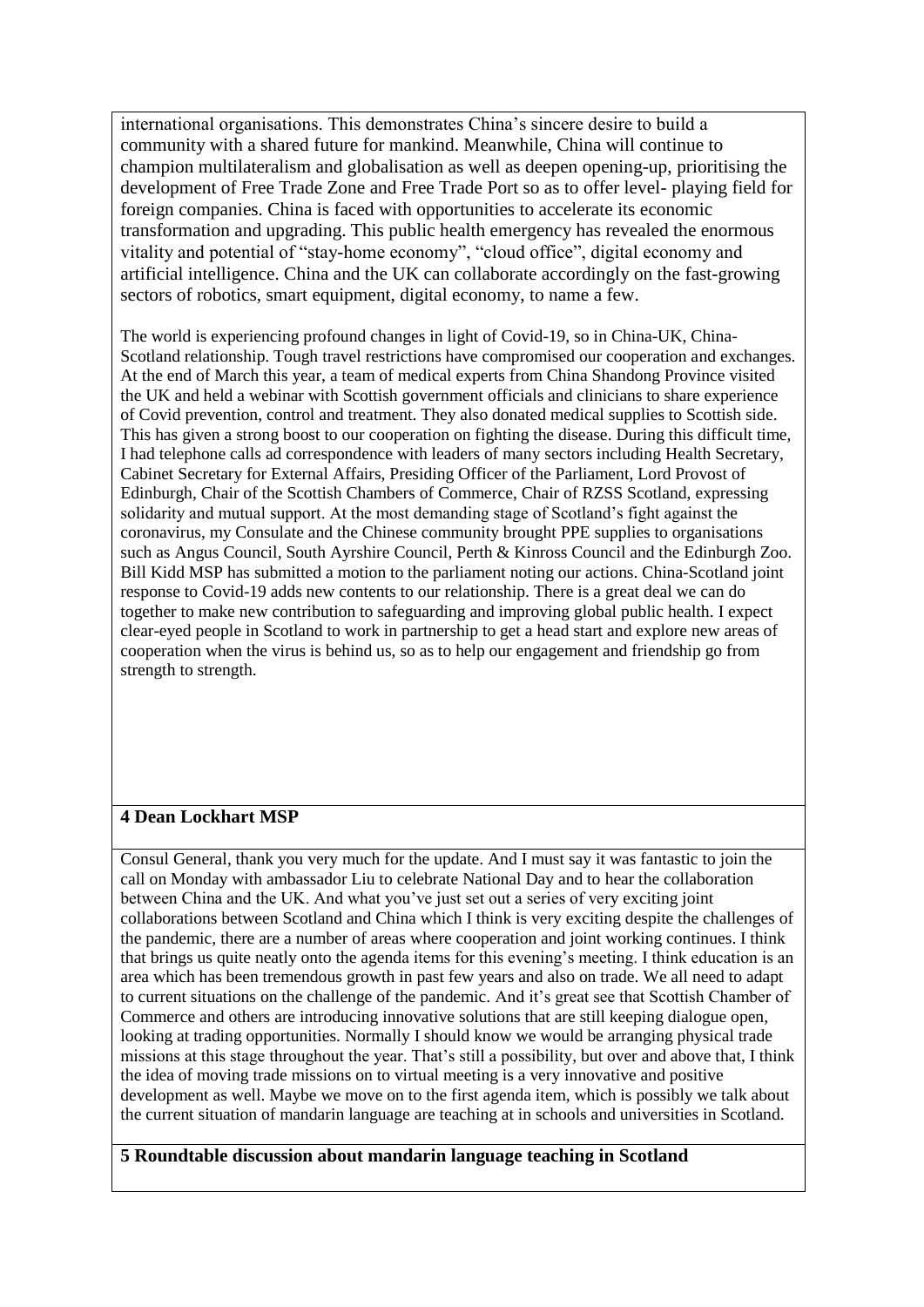international organisations. This demonstrates China's sincere desire to build a community with a shared future for mankind. Meanwhile, China will continue to champion multilateralism and globalisation as well as deepen opening-up, prioritising the development of Free Trade Zone and Free Trade Port so as to offer level- playing field for foreign companies. China is faced with opportunities to accelerate its economic transformation and upgrading. This public health emergency has revealed the enormous vitality and potential of "stay-home economy", "cloud office", digital economy and artificial intelligence. China and the UK can collaborate accordingly on the fast-growing sectors of robotics, smart equipment, digital economy, to name a few.

The world is experiencing profound changes in light of Covid-19, so in China-UK, China-Scotland relationship. Tough travel restrictions have compromised our cooperation and exchanges. At the end of March this year, a team of medical experts from China Shandong Province visited the UK and held a webinar with Scottish government officials and clinicians to share experience of Covid prevention, control and treatment. They also donated medical supplies to Scottish side. This has given a strong boost to our cooperation on fighting the disease. During this difficult time, I had telephone calls ad correspondence with leaders of many sectors including Health Secretary, Cabinet Secretary for External Affairs, Presiding Officer of the Parliament, Lord Provost of Edinburgh, Chair of the Scottish Chambers of Commerce, Chair of RZSS Scotland, expressing solidarity and mutual support. At the most demanding stage of Scotland's fight against the coronavirus, my Consulate and the Chinese community brought PPE supplies to organisations such as Angus Council, South Ayrshire Council, Perth & Kinross Council and the Edinburgh Zoo. Bill Kidd MSP has submitted a motion to the parliament noting our actions. China-Scotland joint response to Covid-19 adds new contents to our relationship. There is a great deal we can do together to make new contribution to safeguarding and improving global public health. I expect clear-eyed people in Scotland to work in partnership to get a head start and explore new areas of cooperation when the virus is behind us, so as to help our engagement and friendship go from strength to strength.

**4 Dean Lockhart MSP**

Consul General, thank you very much for the update. And I must say it was fantastic to join the call on Monday with ambassador Liu to celebrate National Day and to hear the collaboration between China and the UK. And what you've just set out a series of very exciting joint collaborations between Scotland and China which I think is very exciting despite the challenges of the pandemic, there are a number of areas where cooperation and joint working continues. I think that brings us quite neatly onto the agenda items for this evening's meeting. I think education is an area which has been tremendous growth in past few years and also on trade. We all need to adapt to current situations on the challenge of the pandemic. And it's great see that Scottish Chamber of Commerce and others are introducing innovative solutions that are still keeping dialogue open, looking at trading opportunities. Normally I should know we would be arranging physical trade missions at this stage throughout the year. That's still a possibility, but over and above that, I think the idea of moving trade missions on to virtual meeting is a very innovative and positive development as well. Maybe we move on to the first agenda item, which is possibly we talk about the current situation of mandarin language are teaching at in schools and universities in Scotland.

**5 Roundtable discussion about mandarin language teaching in Scotland**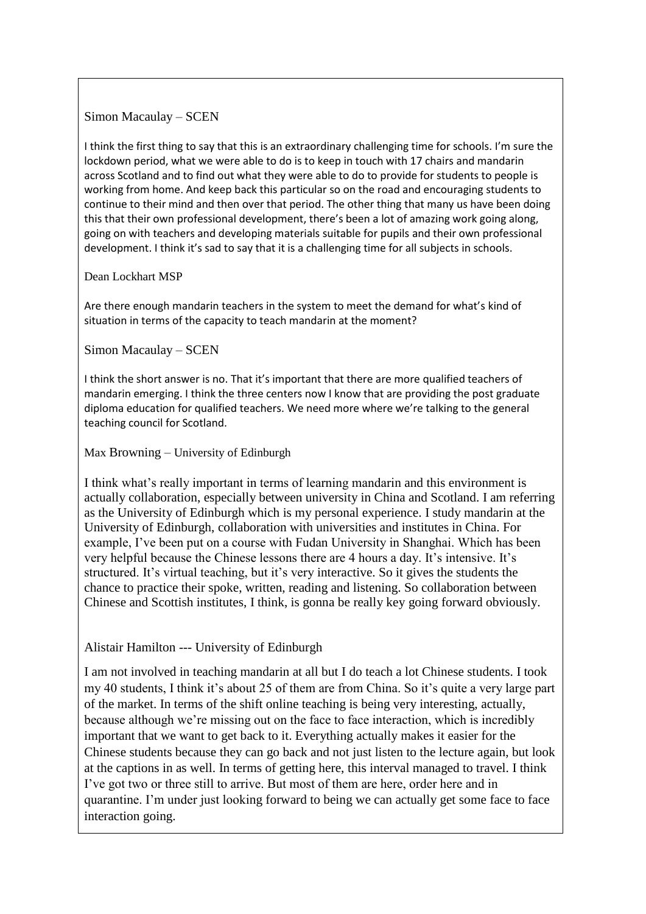Simon Macaulay – SCEN

I think the first thing to say that this is an extraordinary challenging time for schools. I'm sure the lockdown period, what we were able to do is to keep in touch with 17 chairs and mandarin across Scotland and to find out what they were able to do to provide for students to people is working from home. And keep back this particular so on the road and encouraging students to continue to their mind and then over that period. The other thing that many us have been doing this that their own professional development, there's been a lot of amazing work going along, going on with teachers and developing materials suitable for pupils and their own professional development. I think it's sad to say that it is a challenging time for all subjects in schools.

Dean Lockhart MSP

Are there enough mandarin teachers in the system to meet the demand for what's kind of situation in terms of the capacity to teach mandarin at the moment?

Simon Macaulay – SCEN

I think the short answer is no. That it's important that there are more qualified teachers of mandarin emerging. I think the three centers now I know that are providing the post graduate diploma education for qualified teachers. We need more where we're talking to the general teaching council for Scotland.

Max Browning – University of Edinburgh

I think what's really important in terms of learning mandarin and this environment is actually collaboration, especially between university in China and Scotland. I am referring as the University of Edinburgh which is my personal experience. I study mandarin at the University of Edinburgh, collaboration with universities and institutes in China. For example, I've been put on a course with Fudan University in Shanghai. Which has been very helpful because the Chinese lessons there are 4 hours a day. It's intensive. It's structured. It's virtual teaching, but it's very interactive. So it gives the students the chance to practice their spoke, written, reading and listening. So collaboration between Chinese and Scottish institutes, I think, is gonna be really key going forward obviously.

Alistair Hamilton --- University of Edinburgh

I am not involved in teaching mandarin at all but I do teach a lot Chinese students. I took my 40 students, I think it's about 25 of them are from China. So it's quite a very large part of the market. In terms of the shift online teaching is being very interesting, actually, because although we're missing out on the face to face interaction, which is incredibly important that we want to get back to it. Everything actually makes it easier for the Chinese students because they can go back and not just listen to the lecture again, but look at the captions in as well. In terms of getting here, this interval managed to travel. I think I've got two or three still to arrive. But most of them are here, order here and in quarantine. I'm under just looking forward to being we can actually get some face to face interaction going.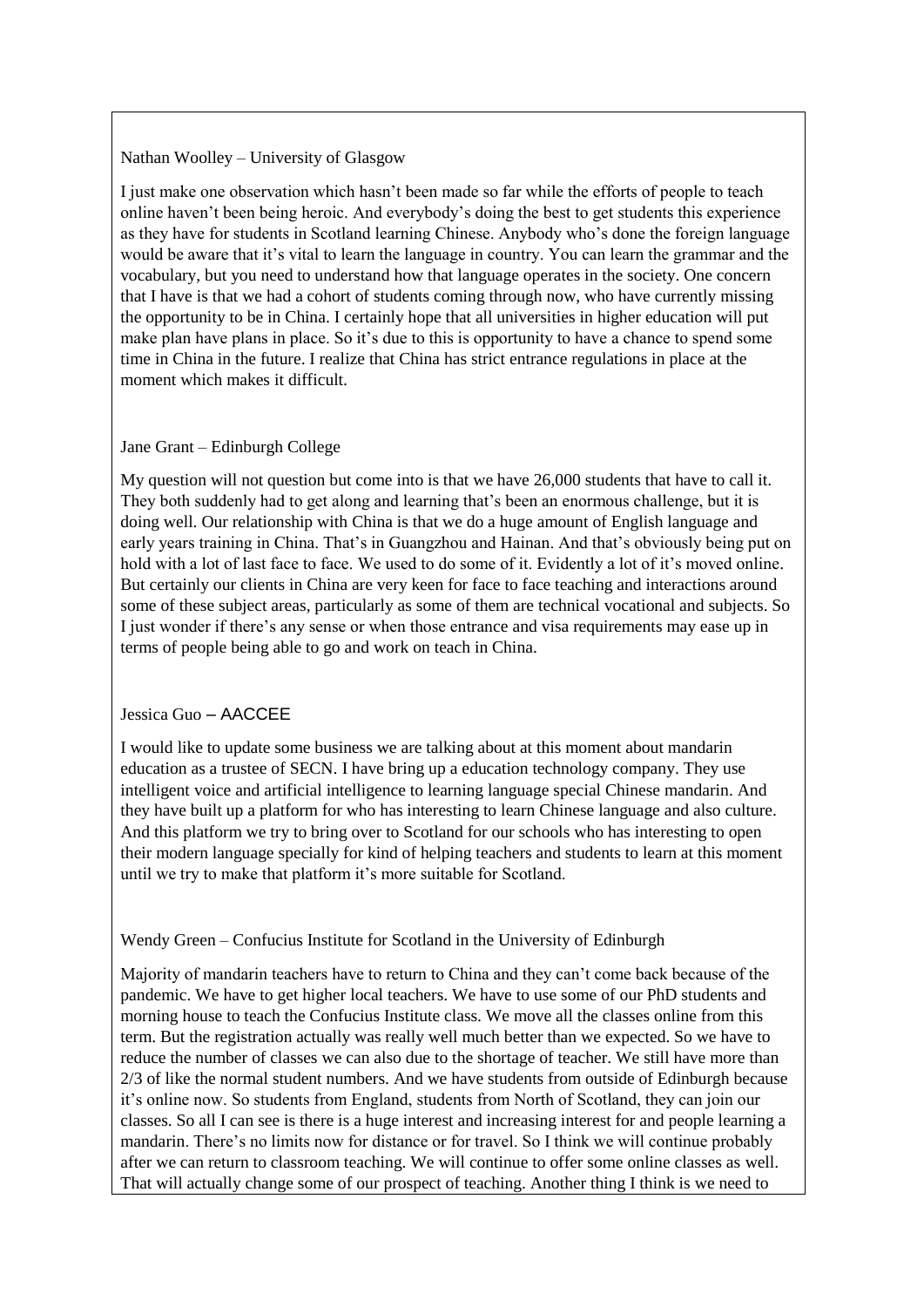Nathan Woolley – University of Glasgow

I just make one observation which hasn't been made so far while the efforts of people to teach online haven't been being heroic. And everybody's doing the best to get students this experience as they have for students in Scotland learning Chinese. Anybody who's done the foreign language would be aware that it's vital to learn the language in country. You can learn the grammar and the vocabulary, but you need to understand how that language operates in the society. One concern that I have is that we had a cohort of students coming through now, who have currently missing the opportunity to be in China. I certainly hope that all universities in higher education will put make plan have plans in place. So it's due to this is opportunity to have a chance to spend some time in China in the future. I realize that China has strict entrance regulations in place at the moment which makes it difficult.

Jane Grant – Edinburgh College

My question will not question but come into is that we have 26,000 students that have to call it. They both suddenly had to get along and learning that's been an enormous challenge, but it is doing well. Our relationship with China is that we do a huge amount of English language and early years training in China. That's in Guangzhou and Hainan. And that's obviously being put on hold with a lot of last face to face. We used to do some of it. Evidently a lot of it's moved online. But certainly our clients in China are very keen for face to face teaching and interactions around some of these subject areas, particularly as some of them are technical vocational and subjects. So I just wonder if there's any sense or when those entrance and visa requirements may ease up in terms of people being able to go and work on teach in China.

Jessica Guo – AACCEE

I would like to update some business we are talking about at this moment about mandarin education as a trustee of SECN. I have bring up a education technology company. They use intelligent voice and artificial intelligence to learning language special Chinese mandarin. And they have built up a platform for who has interesting to learn Chinese language and also culture. And this platform we try to bring over to Scotland for our schools who has interesting to open their modern language specially for kind of helping teachers and students to learn at this moment until we try to make that platform it's more suitable for Scotland.

Wendy Green – Confucius Institute for Scotland in the University of Edinburgh

Majority of mandarin teachers have to return to China and they can't come back because of the pandemic. We have to get higher local teachers. We have to use some of our PhD students and morning house to teach the Confucius Institute class. We move all the classes online from this term. But the registration actually was really well much better than we expected. So we have to reduce the number of classes we can also due to the shortage of teacher. We still have more than 2/3 of like the normal student numbers. And we have students from outside of Edinburgh because it's online now. So students from England, students from North of Scotland, they can join our classes. So all I can see is there is a huge interest and increasing interest for and people learning a mandarin. There's no limits now for distance or for travel. So I think we will continue probably after we can return to classroom teaching. We will continue to offer some online classes as well. That will actually change some of our prospect of teaching. Another thing I think is we need to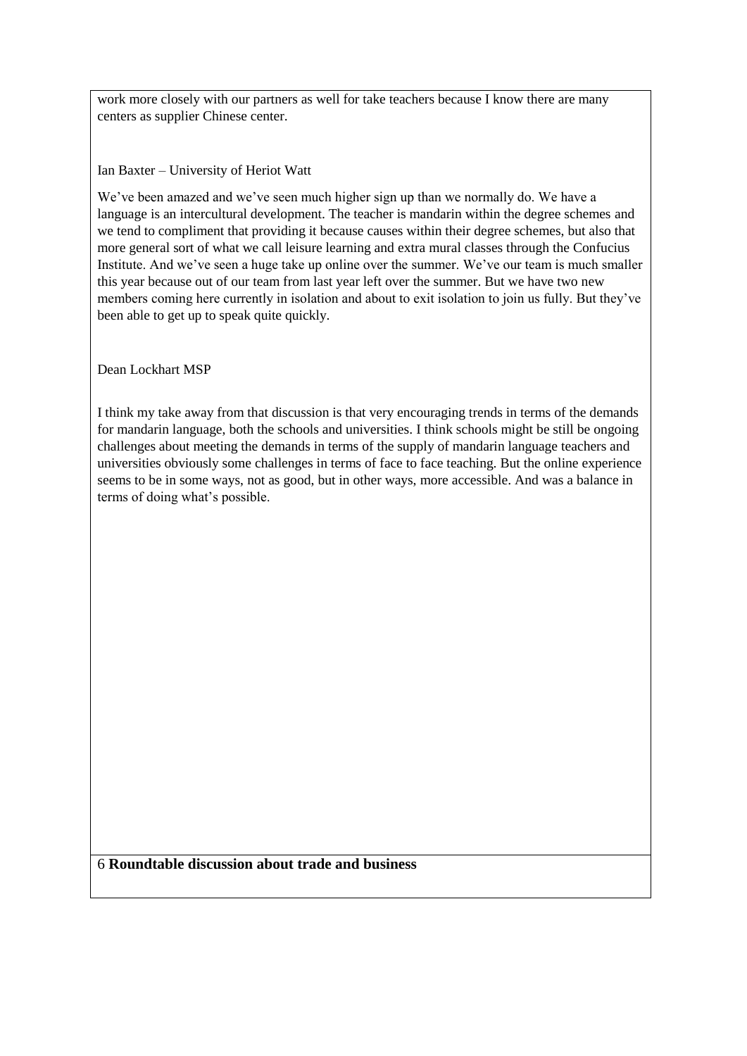work more closely with our partners as well for take teachers because I know there are many centers as supplier Chinese center.

Ian Baxter – University of Heriot Watt

We've been amazed and we've seen much higher sign up than we normally do. We have a language is an intercultural development. The teacher is mandarin within the degree schemes and we tend to compliment that providing it because causes within their degree schemes, but also that more general sort of what we call leisure learning and extra mural classes through the Confucius Institute. And we've seen a huge take up online over the summer. We've our team is much smaller this year because out of our team from last year left over the summer. But we have two new members coming here currently in isolation and about to exit isolation to join us fully. But they've been able to get up to speak quite quickly.

Dean Lockhart MSP

I think my take away from that discussion is that very encouraging trends in terms of the demands for mandarin language, both the schools and universities. I think schools might be still be ongoing challenges about meeting the demands in terms of the supply of mandarin language teachers and universities obviously some challenges in terms of face to face teaching. But the online experience seems to be in some ways, not as good, but in other ways, more accessible. And was a balance in terms of doing what's possible.

6 **Roundtable discussion about trade and business**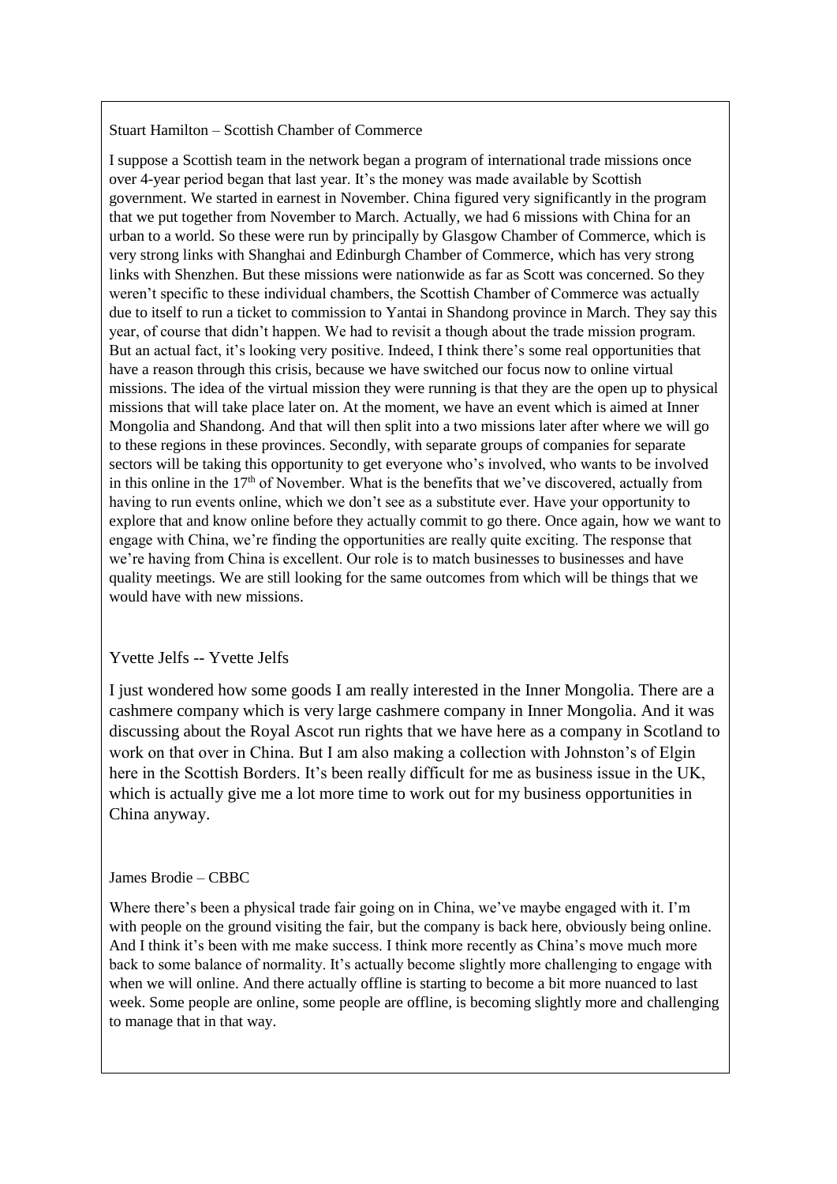Stuart Hamilton – Scottish Chamber of Commerce

I suppose a Scottish team in the network began a program of international trade missions once over 4-year period began that last year. It's the money was made available by Scottish government. We started in earnest in November. China figured very significantly in the program that we put together from November to March. Actually, we had 6 missions with China for an urban to a world. So these were run by principally by Glasgow Chamber of Commerce, which is very strong links with Shanghai and Edinburgh Chamber of Commerce, which has very strong links with Shenzhen. But these missions were nationwide as far as Scott was concerned. So they weren't specific to these individual chambers, the Scottish Chamber of Commerce was actually due to itself to run a ticket to commission to Yantai in Shandong province in March. They say this year, of course that didn't happen. We had to revisit a though about the trade mission program. But an actual fact, it's looking very positive. Indeed, I think there's some real opportunities that have a reason through this crisis, because we have switched our focus now to online virtual missions. The idea of the virtual mission they were running is that they are the open up to physical missions that will take place later on. At the moment, we have an event which is aimed at Inner Mongolia and Shandong. And that will then split into a two missions later after where we will go to these regions in these provinces. Secondly, with separate groups of companies for separate sectors will be taking this opportunity to get everyone who's involved, who wants to be involved in this online in the 17th of November. What is the benefits that we've discovered, actually from having to run events online, which we don't see as a substitute ever. Have your opportunity to explore that and know online before they actually commit to go there. Once again, how we want to engage with China, we're finding the opportunities are really quite exciting. The response that we're having from China is excellent. Our role is to match businesses to businesses and have quality meetings. We are still looking for the same outcomes from which will be things that we would have with new missions.

Yvette Jelfs -- Yvette Jelfs

I just wondered how some goods I am really interested in the Inner Mongolia. There are a cashmere company which is very large cashmere company in Inner Mongolia. And it was discussing about the Royal Ascot run rights that we have here as a company in Scotland to work on that over in China. But I am also making a collection with Johnston's of Elgin here in the Scottish Borders. It's been really difficult for me as business issue in the UK, which is actually give me a lot more time to work out for my business opportunities in China anyway.

James Brodie – CBBC

Where there's been a physical trade fair going on in China, we've maybe engaged with it. I'm with people on the ground visiting the fair, but the company is back here, obviously being online. And I think it's been with me make success. I think more recently as China's move much more back to some balance of normality. It's actually become slightly more challenging to engage with when we will online. And there actually offline is starting to become a bit more nuanced to last week. Some people are online, some people are offline, is becoming slightly more and challenging to manage that in that way.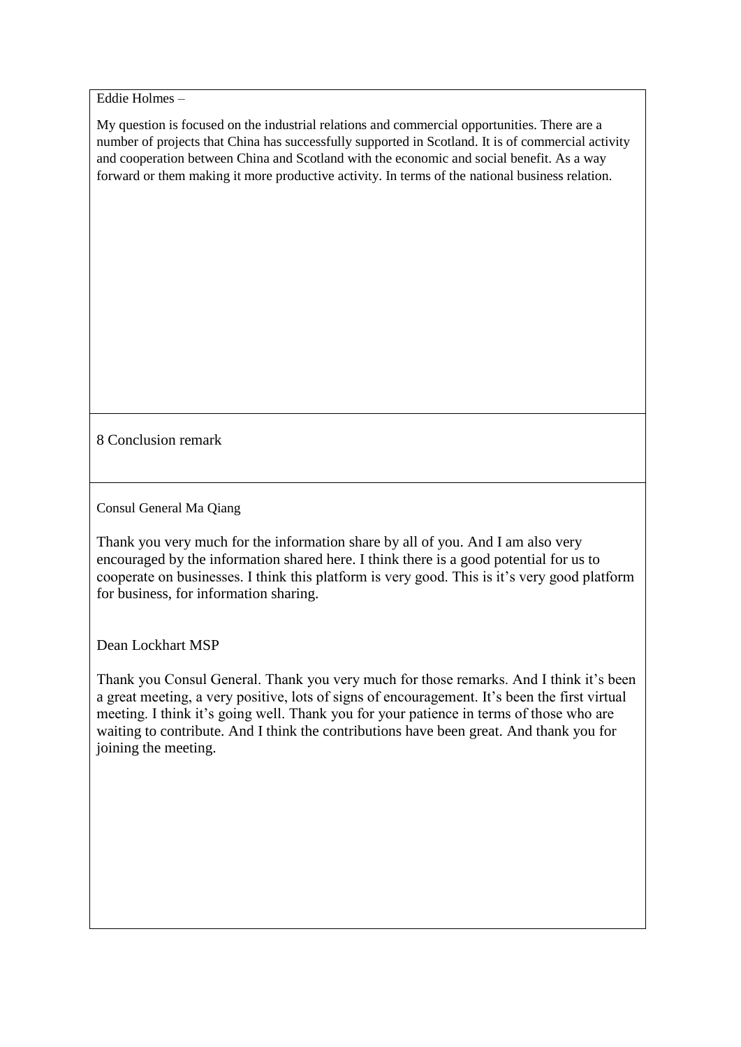Eddie Holmes –

My question is focused on the industrial relations and commercial opportunities. There are a number of projects that China has successfully supported in Scotland. It is of commercial activity and cooperation between China and Scotland with the economic and social benefit. As a way forward or them making it more productive activity. In terms of the national business relation.

8 Conclusion remark

Consul General Ma Qiang

Thank you very much for the information share by all of you. And I am also very encouraged by the information shared here. I think there is a good potential for us to cooperate on businesses. I think this platform is very good. This is it's very good platform for business, for information sharing.

Dean Lockhart MSP

Thank you Consul General. Thank you very much for those remarks. And I think it's been a great meeting, a very positive, lots of signs of encouragement. It's been the first virtual meeting. I think it's going well. Thank you for your patience in terms of those who are waiting to contribute. And I think the contributions have been great. And thank you for joining the meeting.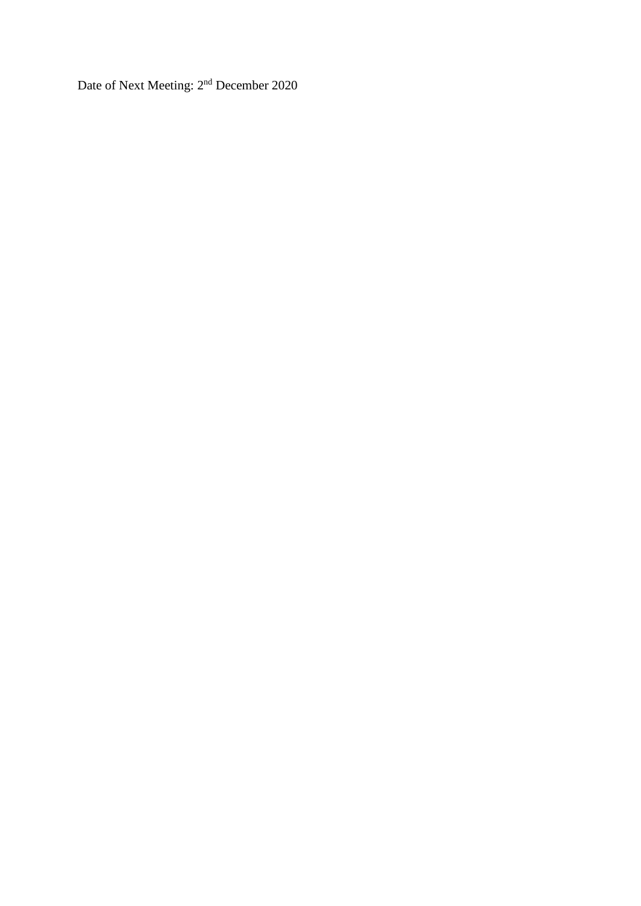Date of Next Meeting: 2nd December 2020